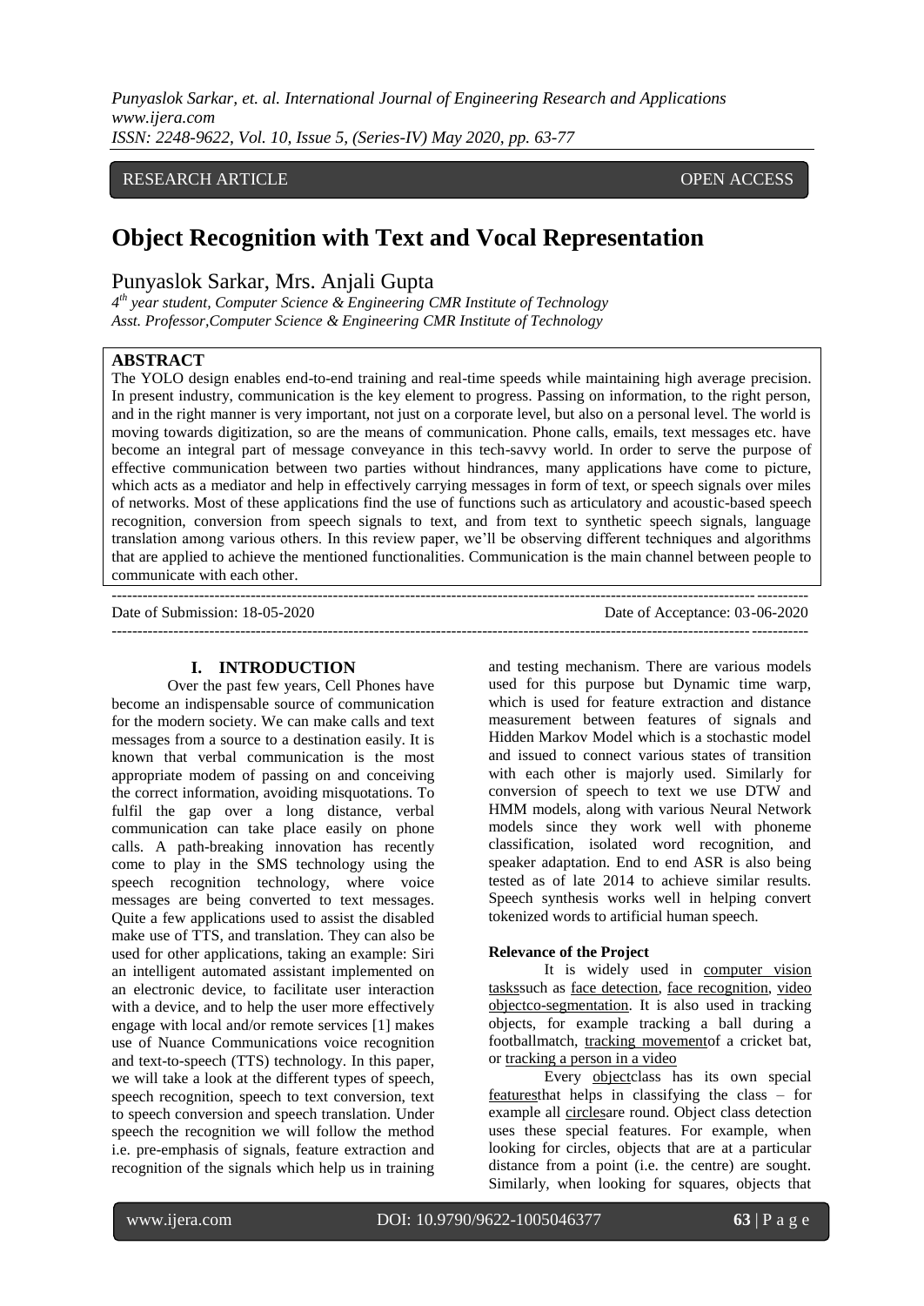RESEARCH ARTICLE OPEN ACCESS

# Object Recognition with Text and Vocal Representation

Punyaslok Sarkar, Mrs. Anjali Gupta

*4th year student, Computer Science & Engineering CMR Institute of Technology*
*Asst. Professor,Computer Science & Engineering CMR Institute of Technology*

## ABSTRACT

The YOLO design enables end-to-end training and real-time speeds while maintaining high average precision. In present industry, communication is the key element to progress. Passing on information, to the right person, and in the right manner is very important, not just on a corporate level, but also on a personal level. The world is moving towards digitization, so are the means of communication. Phone calls, emails, text messages etc. have become an integral part of message conveyance in this tech-savvy world. In order to serve the purpose of effective communication between two parties without hindrances, many applications have come to picture, which acts as a mediator and help in effectively carrying messages in form of text, or speech signals over miles of networks. Most of these applications find the use of functions such as articulatory and acoustic-based speech recognition, conversion from speech signals to text, and from text to synthetic speech signals, language translation among various others. In this review paper, we'll be observing different techniques and algorithms that are applied to achieve the mentioned functionalities. Communication is the main channel between people to communicate with each other.

---

Date of Submission: 18-05-2020 Date of Acceptance: 03-06-2020

---

## I. INTRODUCTION

Over the past few years, Cell Phones have become an indispensable source of communication for the modern society. We can make calls and text messages from a source to a destination easily. It is known that verbal communication is the most appropriate modem of passing on and conceiving the correct information, avoiding misquotations. To fulfil the gap over a long distance, verbal communication can take place easily on phone calls. A path-breaking innovation has recently come to play in the SMS technology using the speech recognition technology, where voice messages are being converted to text messages. Quite a few applications used to assist the disabled make use of TTS, and translation. They can also be used for other applications, taking an example: Siri an intelligent automated assistant implemented on an electronic device, to facilitate user interaction with a device, and to help the user more effectively engage with local and/or remote services [1] makes use of Nuance Communications voice recognition and text-to-speech (TTS) technology. In this paper, we will take a look at the different types of speech, speech recognition, speech to text conversion, text to speech conversion and speech translation. Under speech the recognition we will follow the method i.e. pre-emphasis of signals, feature extraction and recognition of the signals which help us in training and testing mechanism. There are various models used for this purpose but Dynamic time warp, which is used for feature extraction and distance measurement between features of signals and Hidden Markov Model which is a stochastic model and issued to connect various states of transition with each other is majorly used. Similarly for conversion of speech to text we use DTW and HMM models, along with various Neural Network models since they work well with phoneme classification, isolated word recognition, and speaker adaptation. End to end ASR is also being tested as of late 2014 to achieve similar results. Speech synthesis works well in helping convert tokenized words to artificial human speech.

**Relevance of the Project**

It is widely used in computer vision taskssuch as face detection, face recognition, video objectco-segmentation. It is also used in tracking objects, for example tracking a ball during a footballmatch, tracking movementof a cricket bat, or tracking a person in a video

Every objectclass has its own special featuresthat helps in classifying the class – for example all circlesare round. Object class detection uses these special features. For example, when looking for circles, objects that are at a particular distance from a point (i.e. the centre) are sought. Similarly, when looking for squares, objects that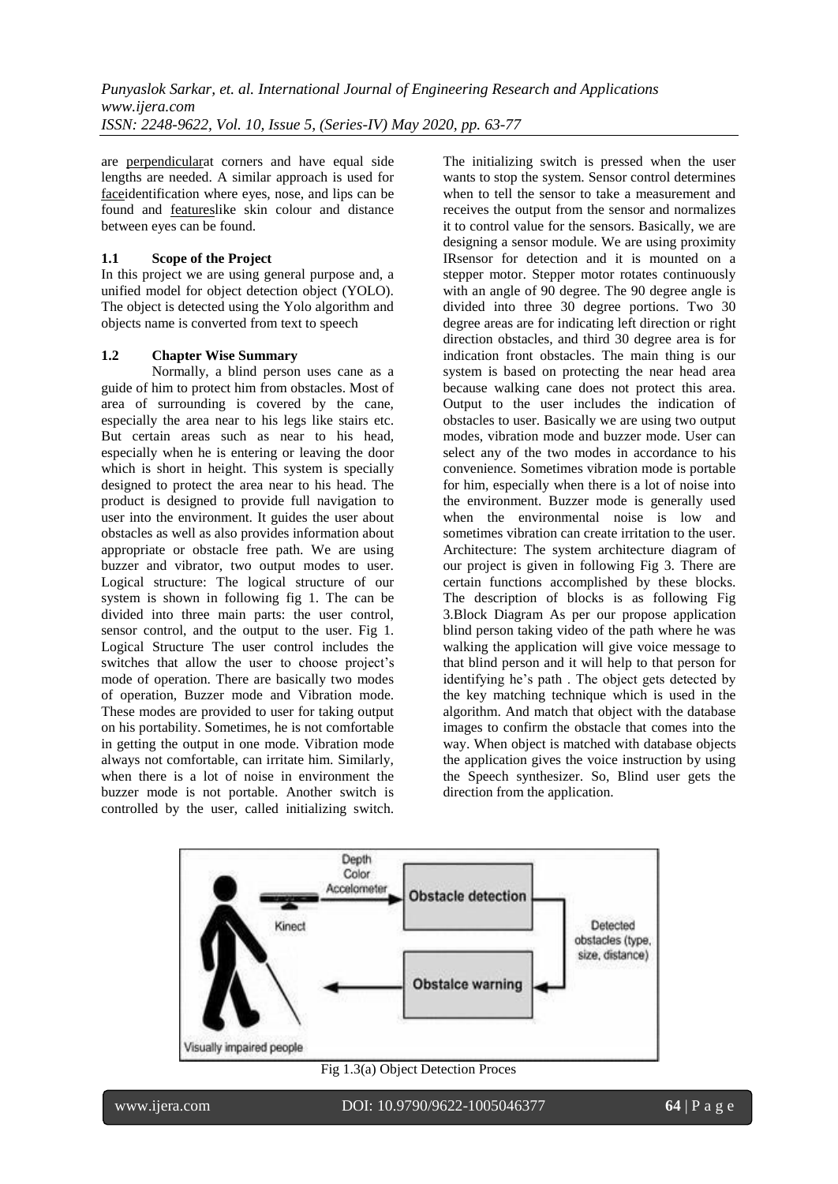are perpendicularat corners and have equal side lengths are needed. A similar approach is used for faceidentification where eyes, nose, and lips can be found and featureslike skin colour and distance between eyes can be found.

### 1.1 Scope of the Project

In this project we are using general purpose and, a unified model for object detection object (YOLO). The object is detected using the Yolo algorithm and objects name is converted from text to speech

### 1.2 Chapter Wise Summary

Normally, a blind person uses cane as a guide of him to protect him from obstacles. Most of area of surrounding is covered by the cane, especially the area near to his legs like stairs etc. But certain areas such as near to his head, especially when he is entering or leaving the door which is short in height. This system is specially designed to protect the area near to his head. The product is designed to provide full navigation to user into the environment. It guides the user about obstacles as well as also provides information about appropriate or obstacle free path. We are using buzzer and vibrator, two output modes to user. Logical structure: The logical structure of our system is shown in following fig 1. The can be divided into three main parts: the user control, sensor control, and the output to the user. Fig 1. Logical Structure The user control includes the switches that allow the user to choose project's mode of operation. There are basically two modes of operation, Buzzer mode and Vibration mode. These modes are provided to user for taking output on his portability. Sometimes, he is not comfortable in getting the output in one mode. Vibration mode always not comfortable, can irritate him. Similarly, when there is a lot of noise in environment the buzzer mode is not portable. Another switch is controlled by the user, called initializing switch. The initializing switch is pressed when the user wants to stop the system. Sensor control determines when to tell the sensor to take a measurement and receives the output from the sensor and normalizes it to control value for the sensors. Basically, we are designing a sensor module. We are using proximity IRsensor for detection and it is mounted on a stepper motor. Stepper motor rotates continuously with an angle of 90 degree. The 90 degree angle is divided into three 30 degree portions. Two 30 degree areas are for indicating left direction or right direction obstacles, and third 30 degree area is for indication front obstacles. The main thing is our system is based on protecting the near head area because walking cane does not protect this area. Output to the user includes the indication of obstacles to user. Basically we are using two output modes, vibration mode and buzzer mode. User can select any of the two modes in accordance to his convenience. Sometimes vibration mode is portable for him, especially when there is a lot of noise into the environment. Buzzer mode is generally used when the environmental noise is low and sometimes vibration can create irritation to the user. Architecture: The system architecture diagram of our project is given in following Fig 3. There are certain functions accomplished by these blocks. The description of blocks is as following Fig 3.Block Diagram As per our propose application blind person taking video of the path where he was walking the application will give voice message to that blind person and it will help to that person for identifying he's path . The object gets detected by the key matching technique which is used in the algorithm. And match that object with the database images to confirm the obstacle that comes into the way. When object is matched with database objects the application gives the voice instruction by using the Speech synthesizer. So, Blind user gets the direction from the application.

Fig 1.3(a) Object Detection Proces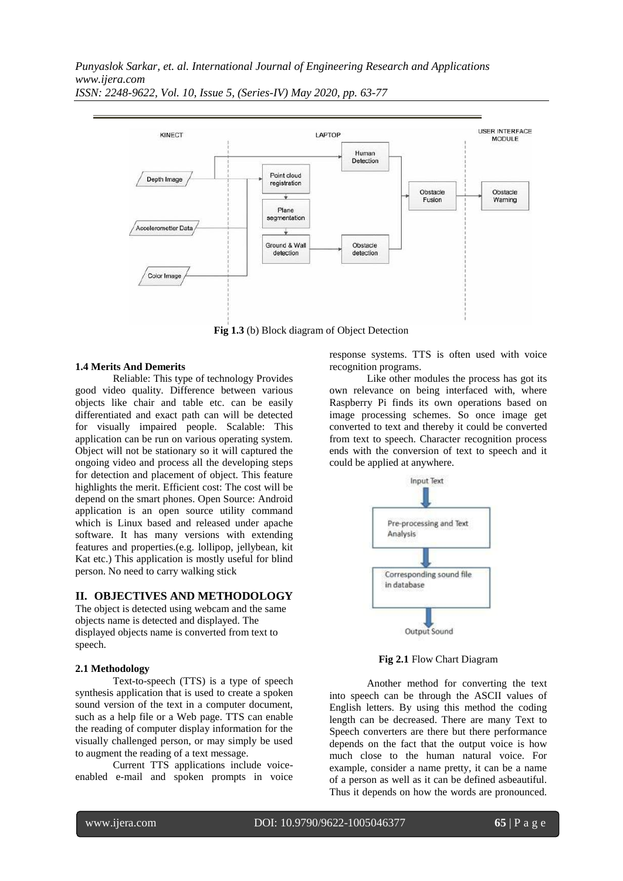Fig 1.3 (b) Block diagram of Object Detection

**1.4 Merits And Demerits**

Reliable: This type of technology Provides good video quality. Difference between various objects like chair and table etc. can be easily differentiated and exact path can will be detected for visually impaired people. Scalable: This application can be run on various operating system. Object will not be stationary so it will captured the ongoing video and process all the developing steps for detection and placement of object. This feature highlights the merit. Efficient cost: The cost will be depend on the smart phones. Open Source: Android application is an open source utility command which is Linux based and released under apache software. It has many versions with extending features and properties.(e.g. lollipop, jellybean, kit Kat etc.) This application is mostly useful for blind person. No need to carry walking stick

## II. OBJECTIVES AND METHODOLOGY

The object is detected using webcam and the same objects name is detected and displayed. The displayed objects name is converted from text to speech.

**2.1 Methodology**

Text-to-speech (TTS) is a type of speech synthesis application that is used to create a spoken sound version of the text in a computer document, such as a help file or a Web page. TTS can enable the reading of computer display information for the visually challenged person, or may simply be used to augment the reading of a text message.

Current TTS applications include voice-enabled e-mail and spoken prompts in voice response systems. TTS is often used with voice recognition programs.

Like other modules the process has got its own relevance on being interfaced with, where Raspberry Pi finds its own operations based on image processing schemes. So once image get converted to text and thereby it could be converted from text to speech. Character recognition process ends with the conversion of text to speech and it could be applied at anywhere.

Fig 2.1 Flow Chart Diagram

Another method for converting the text into speech can be through the ASCII values of English letters. By using this method the coding length can be decreased. There are many Text to Speech converters are there but there performance depends on the fact that the output voice is how much close to the human natural voice. For example, consider a name pretty, it can be a name of a person as well as it can be defined asbeautiful. Thus it depends on how the words are pronounced.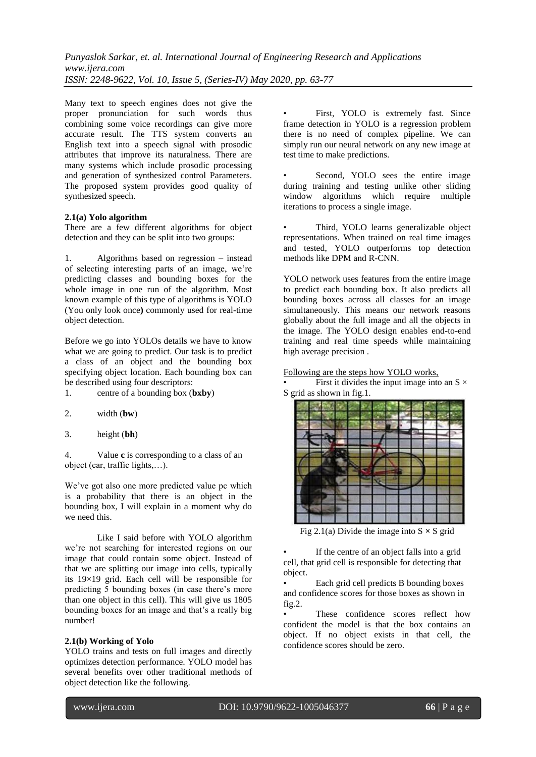Many text to speech engines does not give the proper pronunciation for such words thus combining some voice recordings can give more accurate result. The TTS system converts an English text into a speech signal with prosodic attributes that improve its naturalness. There are many systems which include prosodic processing and generation of synthesized control Parameters. The proposed system provides good quality of synthesized speech.

### 2.1(a) Yolo algorithm

There are a few different algorithms for object detection and they can be split into two groups:

1. Algorithms based on regression – instead of selecting interesting parts of an image, we're predicting classes and bounding boxes for the whole image in one run of the algorithm. Most known example of this type of algorithms is YOLO (You only look once**)** commonly used for real-time object detection.

Before we go into YOLOs details we have to know what we are going to predict. Our task is to predict a class of an object and the bounding box specifying object location. Each bounding box can be described using four descriptors:

1. centre of a bounding box (**bxby**)
2. width (**bw**)
3. height (**bh**)
4. Value **c** is corresponding to a class of an object (car, traffic lights,…).

We've got also one more predicted value pc which is a probability that there is an object in the bounding box, I will explain in a moment why do we need this.

Like I said before with YOLO algorithm we're not searching for interested regions on our image that could contain some object. Instead of that we are splitting our image into cells, typically its 19×19 grid. Each cell will be responsible for predicting 5 bounding boxes (in case there's more than one object in this cell). This will give us 1805 bounding boxes for an image and that's a really big number!

### 2.1(b) Working of Yolo

YOLO trains and tests on full images and directly optimizes detection performance. YOLO model has several benefits over other traditional methods of object detection like the following.

- First, YOLO is extremely fast. Since frame detection in YOLO is a regression problem there is no need of complex pipeline. We can simply run our neural network on any new image at test time to make predictions.

- Second, YOLO sees the entire image during training and testing unlike other sliding window algorithms which require multiple iterations to process a single image.

- Third, YOLO learns generalizable object representations. When trained on real time images and tested, YOLO outperforms top detection methods like DPM and R-CNN.

YOLO network uses features from the entire image to predict each bounding box. It also predicts all bounding boxes across all classes for an image simultaneously. This means our network reasons globally about the full image and all the objects in the image. The YOLO design enables end-to-end training and real time speeds while maintaining high average precision .

Following are the steps how YOLO works,

- First it divides the input image into an S × S grid as shown in fig.1.

Fig 2.1(a) Divide the image into S × S grid

- If the centre of an object falls into a grid cell, that grid cell is responsible for detecting that object.
- Each grid cell predicts B bounding boxes and confidence scores for those boxes as shown in fig.2.
- These confidence scores reflect how confident the model is that the box contains an object. If no object exists in that cell, the confidence scores should be zero.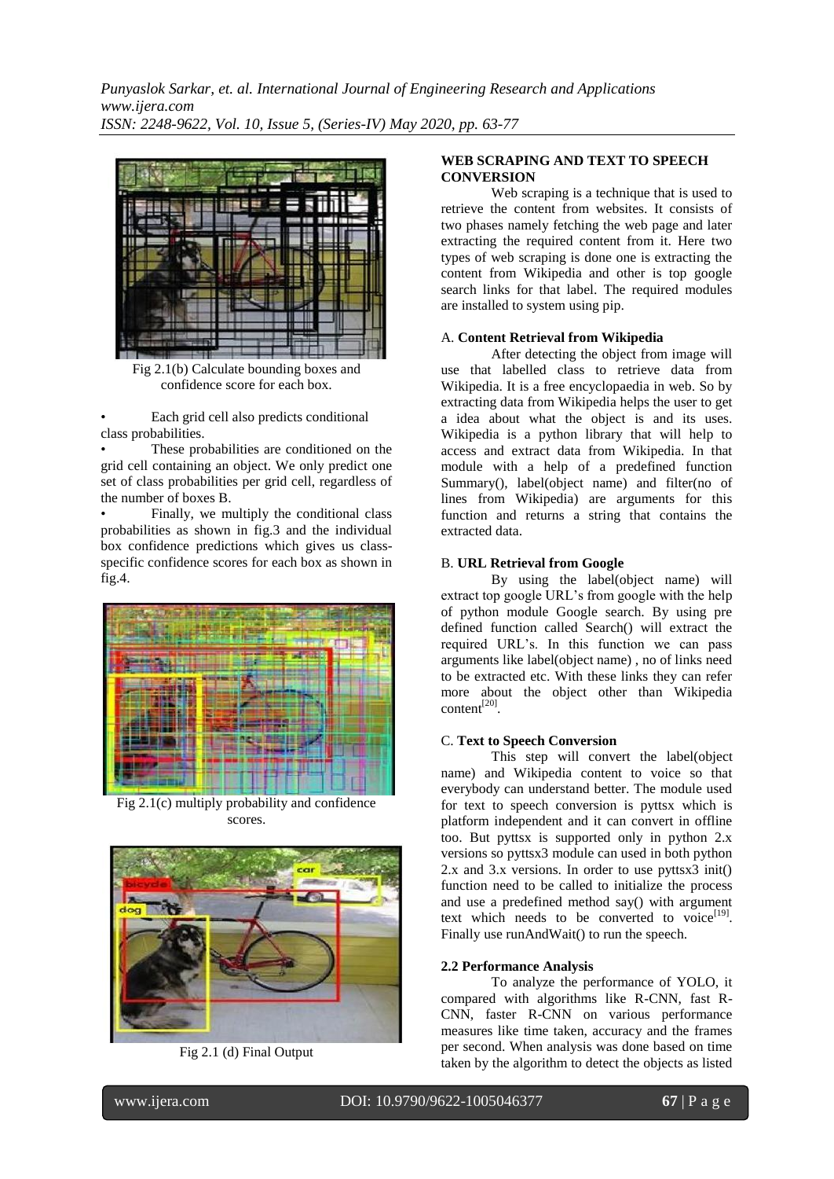Fig 2.1(b) Calculate bounding boxes and confidence score for each box.

- Each grid cell also predicts conditional class probabilities.
- These probabilities are conditioned on the grid cell containing an object. We only predict one set of class probabilities per grid cell, regardless of the number of boxes B.
- Finally, we multiply the conditional class probabilities as shown in fig.3 and the individual box confidence predictions which gives us class-specific confidence scores for each box as shown in fig.4.

Fig 2.1(c) multiply probability and confidence scores.

Fig 2.1 (d) Final Output

**WEB SCRAPING AND TEXT TO SPEECH CONVERSION**

Web scraping is a technique that is used to retrieve the content from websites. It consists of two phases namely fetching the web page and later extracting the required content from it. Here two types of web scraping is done one is extracting the content from Wikipedia and other is top google search links for that label. The required modules are installed to system using pip.

A. **Content Retrieval from Wikipedia**

After detecting the object from image will use that labelled class to retrieve data from Wikipedia. It is a free encyclopaedia in web. So by extracting data from Wikipedia helps the user to get a idea about what the object is and its uses. Wikipedia is a python library that will help to access and extract data from Wikipedia. In that module with a help of a predefined function Summary(), label(object name) and filter(no of lines from Wikipedia) are arguments for this function and returns a string that contains the extracted data.

B. **URL Retrieval from Google**

By using the label(object name) will extract top google URL's from google with the help of python module Google search. By using pre defined function called Search() will extract the required URL's. In this function we can pass arguments like label(object name) , no of links need to be extracted etc. With these links they can refer more about the object other than Wikipedia content[20].

C. **Text to Speech Conversion**

This step will convert the label(object name) and Wikipedia content to voice so that everybody can understand better. The module used for text to speech conversion is pyttsx which is platform independent and it can convert in offline too. But pyttsx is supported only in python 2.x versions so pyttsx3 module can used in both python 2.x and 3.x versions. In order to use pyttsx3 init() function need to be called to initialize the process and use a predefined method say() with argument text which needs to be converted to voice[19]. Finally use runAndWait() to run the speech.

### 2.2 Performance Analysis

To analyze the performance of YOLO, it compared with algorithms like R-CNN, fast R-CNN, faster R-CNN on various performance measures like time taken, accuracy and the frames per second. When analysis was done based on time taken by the algorithm to detect the objects as listed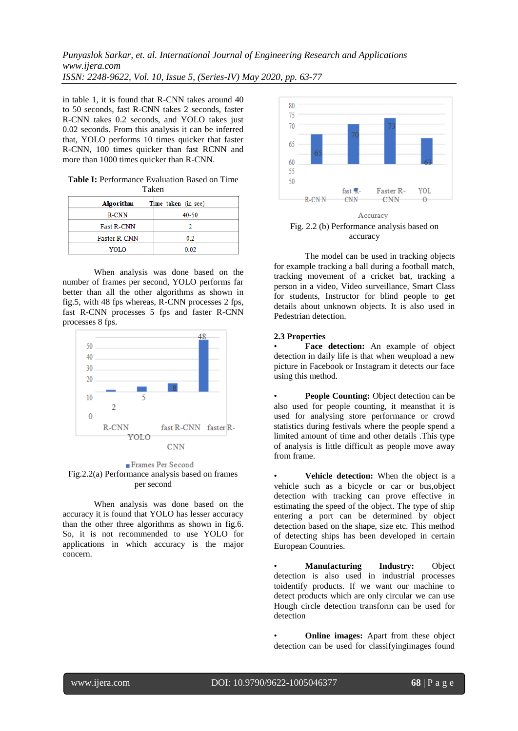in table 1, it is found that R-CNN takes around 40 to 50 seconds, fast R-CNN takes 2 seconds, faster R-CNN takes 0.2 seconds, and YOLO takes just 0.02 seconds. From this analysis it can be inferred that, YOLO performs 10 times quicker that faster R-CNN, 100 times quicker than fast RCNN and more than 1000 times quicker than R-CNN.

**Table I:** Performance Evaluation Based on Time Taken

| Algorithm | Time taken (in sec) |
|---|---|
| R-CNN | 40-50 |
| Fast R-CNN | 2 |
| Faster R-CNN | 0.2 |
| YOLO | 0.02 |

When analysis was done based on the number of frames per second, YOLO performs far better than all the other algorithms as shown in fig.5, with 48 fps whereas, R-CNN processes 2 fps, fast R-CNN processes 5 fps and faster R-CNN processes 8 fps.

Fig.2.2(a) Performance analysis based on frames per second

When analysis was done based on the accuracy it is found that YOLO has lesser accuracy than the other three algorithms as shown in fig.6. So, it is not recommended to use YOLO for applications in which accuracy is the major concern.

Fig. 2.2 (b) Performance analysis based on accuracy

The model can be used in tracking objects for example tracking a ball during a football match, tracking movement of a cricket bat, tracking a person in a video, Video surveillance, Smart Class for students, Instructor for blind people to get details about unknown objects. It is also used in Pedestrian detection.

### 2.3 Properties

- **Face detection:** An example of object detection in daily life is that when weupload a new picture in Facebook or Instagram it detects our face using this method.

- **People Counting:** Object detection can be also used for people counting, it meansthat it is used for analysing store performance or crowd statistics during festivals where the people spend a limited amount of time and other details .This type of analysis is little difficult as people move away from frame.

- **Vehicle detection:** When the object is a vehicle such as a bicycle or car or bus,object detection with tracking can prove effective in estimating the speed of the object. The type of ship entering a port can be determined by object detection based on the shape, size etc. This method of detecting ships has been developed in certain European Countries.

- **Manufacturing Industry:** Object detection is also used in industrial processes toidentify products. If we want our machine to detect products which are only circular we can use Hough circle detection transform can be used for detection

- **Online images:** Apart from these object detection can be used for classifyingimages found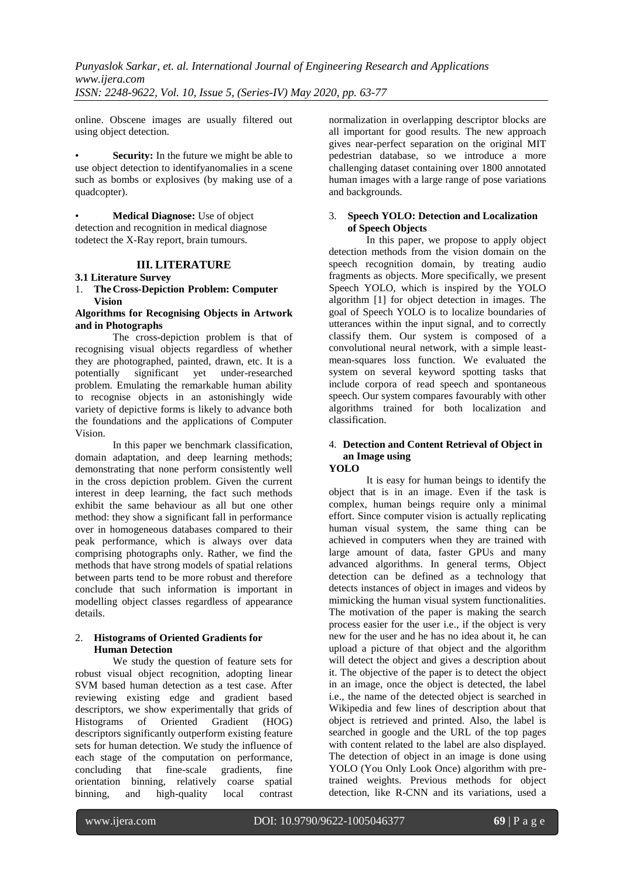online. Obscene images are usually filtered out using object detection.

- **Security:** In the future we might be able to use object detection to identifyanomalies in a scene such as bombs or explosives (by making use of a quadcopter).

- **Medical Diagnose:** Use of object detection and recognition in medical diagnose todetect the X-Ray report, brain tumours.

## III. LITERATURE

### 3.1 Literature Survey

1. **The Cross-Depiction Problem: Computer Vision**

**Algorithms for Recognising Objects in Artwork and in Photographs**

The cross-depiction problem is that of recognising visual objects regardless of whether they are photographed, painted, drawn, etc. It is a potentially significant yet under-researched problem. Emulating the remarkable human ability to recognise objects in an astonishingly wide variety of depictive forms is likely to advance both the foundations and the applications of Computer Vision.

In this paper we benchmark classification, domain adaptation, and deep learning methods; demonstrating that none perform consistently well in the cross depiction problem. Given the current interest in deep learning, the fact such methods exhibit the same behaviour as all but one other method: they show a significant fall in performance over in homogeneous databases compared to their peak performance, which is always over data comprising photographs only. Rather, we find the methods that have strong models of spatial relations between parts tend to be more robust and therefore conclude that such information is important in modelling object classes regardless of appearance details.

2. **Histograms of Oriented Gradients for Human Detection**

We study the question of feature sets for robust visual object recognition, adopting linear SVM based human detection as a test case. After reviewing existing edge and gradient based descriptors, we show experimentally that grids of Histograms of Oriented Gradient (HOG) descriptors significantly outperform existing feature sets for human detection. We study the influence of each stage of the computation on performance, concluding that fine-scale gradients, fine orientation binning, relatively coarse spatial binning, and high-quality local contrast normalization in overlapping descriptor blocks are all important for good results. The new approach gives near-perfect separation on the original MIT pedestrian database, so we introduce a more challenging dataset containing over 1800 annotated human images with a large range of pose variations and backgrounds.

3. **Speech YOLO: Detection and Localization of Speech Objects**

In this paper, we propose to apply object detection methods from the vision domain on the speech recognition domain, by treating audio fragments as objects. More specifically, we present Speech YOLO, which is inspired by the YOLO algorithm [1] for object detection in images. The goal of Speech YOLO is to localize boundaries of utterances within the input signal, and to correctly classify them. Our system is composed of a convolutional neural network, with a simple least-mean-squares loss function. We evaluated the system on several keyword spotting tasks that include corpora of read speech and spontaneous speech. Our system compares favourably with other algorithms trained for both localization and classification.

4. **Detection and Content Retrieval of Object in an Image using YOLO**

It is easy for human beings to identify the object that is in an image. Even if the task is complex, human beings require only a minimal effort. Since computer vision is actually replicating human visual system, the same thing can be achieved in computers when they are trained with large amount of data, faster GPUs and many advanced algorithms. In general terms, Object detection can be defined as a technology that detects instances of object in images and videos by mimicking the human visual system functionalities. The motivation of the paper is making the search process easier for the user i.e., if the object is very new for the user and he has no idea about it, he can upload a picture of that object and the algorithm will detect the object and gives a description about it. The objective of the paper is to detect the object in an image, once the object is detected, the label i.e., the name of the detected object is searched in Wikipedia and few lines of description about that object is retrieved and printed. Also, the label is searched in google and the URL of the top pages with content related to the label are also displayed. The detection of object in an image is done using YOLO (You Only Look Once) algorithm with pre-trained weights. Previous methods for object detection, like R-CNN and its variations, used a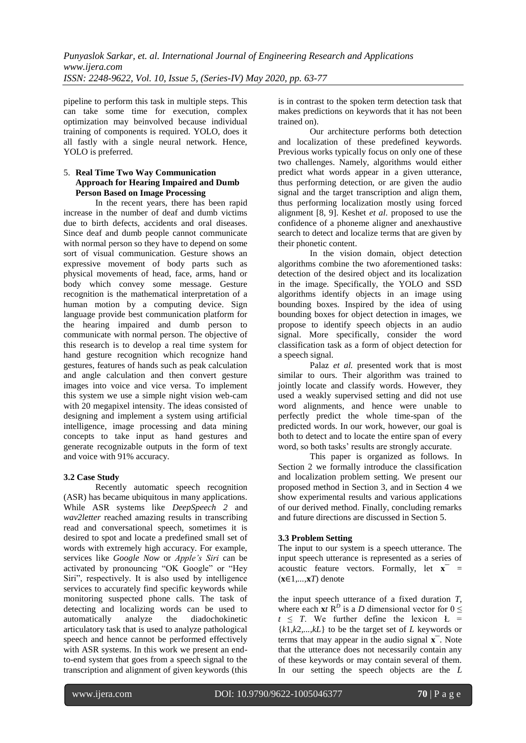pipeline to perform this task in multiple steps. This can take some time for execution, complex optimization may beinvolved because individual training of components is required. YOLO, does it all fastly with a single neural network. Hence, YOLO is preferred.

5. **Real Time Two Way Communication Approach for Hearing Impaired and Dumb Person Based on Image Processing**

In the recent years, there has been rapid increase in the number of deaf and dumb victims due to birth defects, accidents and oral diseases. Since deaf and dumb people can not communicate with normal person so they have to depend on some sort of visual communication. Gesture shows an expressive movement of body parts such as physical movements of head, face, arms, hand or body which convey some message. Gesture recognition is the mathematical interpretation of a human motion by a computing device. Sign language provide best communication platform for the hearing impaired and dumb person to communicate with normal person. The objective of this research is to develop a real time system for hand gesture recognition which recognize hand gestures, features of hands such as peak calculation and angle calculation and then convert gesture images into voice and vice versa. To implement this system we use a simple night vision web-cam with 20 megapixel intensity. The ideas consisted of designing and implement a system using artificial intelligence, image processing and data mining concepts to take input as hand gestures and generate recognizable outputs in the form of text and voice with 91% accuracy.

### 3.2 Case Study

Recently automatic speech recognition (ASR) has became ubiquitous in many applications. While ASR systems like *DeepSpeech 2* and *wav2letter* reached amazing results in transcribing read and conversational speech, sometimes it is desired to spot and locate a predefined small set of words with extremely high accuracy. For example, services like *Google Now* or *Apple's Siri* can be activated by pronouncing "OK Google" or "Hey Siri", respectively. It is also used by intelligence services to accurately find specific keywords while monitoring suspected phone calls. The task of detecting and localizing words can be used to automatically analyze the diadochokinetic articulatory task that is used to analyze pathological speech and hence cannot be performed effectively with ASR systems. In this work we present an end-to-end system that goes from a speech signal to the transcription and alignment of given keywords (this is in contrast to the spoken term detection task that makes predictions on keywords that it has not been trained on).

Our architecture performs both detection and localization of these predefined keywords. Previous works typically focus on only one of these two challenges. Namely, algorithms would either predict what words appear in a given utterance, thus performing detection, or are given the audio signal and the target transcription and align them, thus performing localization mostly using forced alignment [8, 9]. Keshet *et al*. proposed to use the confidence of a phoneme aligner and anexhaustive search to detect and localize terms that are given by their phonetic content.

In the vision domain, object detection algorithms combine the two aforementioned tasks: detection of the desired object and its localization in the image. Specifically, the YOLO and SSD algorithms identify objects in an image using bounding boxes. Inspired by the idea of using bounding boxes for object detection in images, we propose to identify speech objects in an audio signal. More specifically, consider the word classification task as a form of object detection for a speech signal.

Palaz *et al.* presented work that is most similar to ours. Their algorithm was trained to jointly locate and classify words. However, they used a weakly supervised setting and did not use word alignments, and hence were unable to perfectly predict the whole time-span of the predicted words. In our work, however, our goal is both to detect and to locate the entire span of every word, so both tasks' results are strongly accurate.

This paper is organized as follows. In Section 2 we formally introduce the classification and localization problem setting. We present our proposed method in Section 3, and in Section 4 we show experimental results and various applications of our derived method. Finally, concluding remarks and future directions are discussed in Section 5.

### 3.3 Problem Setting

The input to our system is a speech utterance. The input speech utterance is represented as a series of acoustic feature vectors. Formally, let $\bar{\mathbf{x}} = (\mathbf{x}_1,...,\mathbf{x}_T)$ denote the input speech utterance of a fixed duration $T$, where each $\mathbf{x}_t \in \mathbb{R}^D$ is a $D$ dimensional vector for $0 \leq t \leq T$. We further define the lexicon $Ł = \{k_1,k_2,...,k_L\}$ to be the target set of $L$ keywords or terms that may appear in the audio signal $\bar{\mathbf{x}}$. Note that the utterance does not necessarily contain any of these keywords or may contain several of them. In our setting the speech objects are the $L$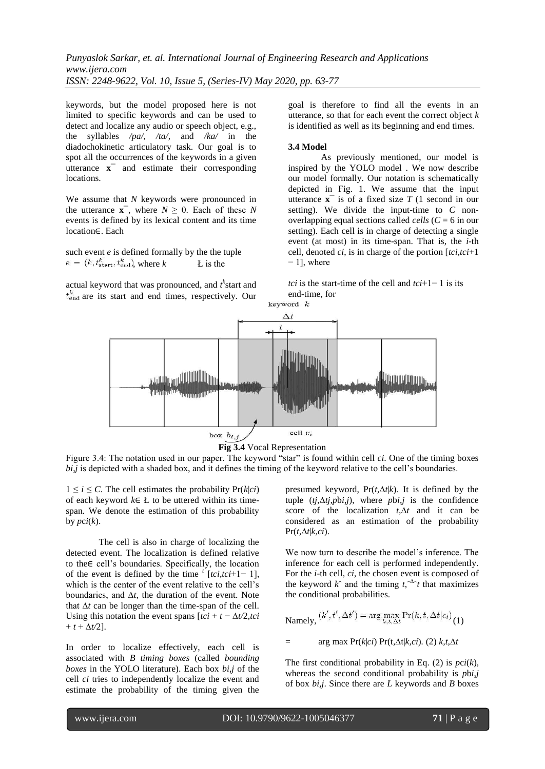keywords, but the model proposed here is not limited to specific keywords and can be used to detect and localize any audio or speech object, e.g., the syllables */pa/*, */ta/*, and */ka/* in the diadochokinetic articulatory task. Our goal is to spot all the occurrences of the keywords in a given utterance $\bar{\mathbf{x}}$ and estimate their corresponding locations.

We assume that $N$ keywords were pronounced in the utterance $\bar{\mathbf{x}}$, where $N \geq 0$. Each of these $N$ events is defined by its lexical content and its time location∈. Each

such event $e$ is defined formally by the the tuple $e = (k, t^k_{\text{start}}, t^k_{\text{end}})$, where $k$ Ł is the

actual keyword that was pronounced, and $t^k$start and $t^k_{\text{end}}$ are its start and end times, respectively. Our goal is therefore to find all the events in an utterance, so that for each event the correct object $k$ is identified as well as its beginning and end times.

### 3.4 Model

As previously mentioned, our model is inspired by the YOLO model . We now describe our model formally. Our notation is schematically depicted in Fig. 1. We assume that the input utterance $\bar{\mathbf{x}}$ is of a fixed size $T$ (1 second in our setting). We divide the input-time to $C$ non-overlapping equal sections called *cells* ($C = 6$ in our setting). Each cell is in charge of detecting a single event (at most) in its time-span. That is, the $i$-th cell, denoted $ci$, is in charge of the portion $[tci, tci+1 - 1]$, where

$tci$ is the start-time of the cell and $tci+1-1$ is its end-time, for

**Fig 3.4** Vocal Representation

Figure 3.4: The notation used in our paper. The keyword "star" is found within cell $ci$. One of the timing boxes $bi,j$ is depicted with a shaded box, and it defines the timing of the keyword relative to the cell's boundaries.

$1 \leq i \leq C$. The cell estimates the probability $\Pr(k|ci)$ of each keyword $k \in$ Ł to be uttered within its time-span. We denote the estimation of this probability by $pci(k)$.

The cell is also in charge of localizing the detected event. The localization is defined relative to the∈ cell's boundaries. Specifically, the location of the event is defined by the time $^t$ $[tci, tci+1-1]$, which is the center of the event relative to the cell's boundaries, and $\Delta t$, the duration of the event. Note that $\Delta t$ can be longer than the time-span of the cell. Using this notation the event spans $[tci + t - \Delta t/2, tci + t + \Delta t/2]$.

In order to localize effectively, each cell is associated with $B$ *timing boxes* (called *bounding boxes* in the YOLO literature). Each box $bi,j$ of the cell $ci$ tries to independently localize the event and estimate the probability of the timing given the presumed keyword, $\Pr(t, \Delta t|k)$. It is defined by the tuple $(tj, \Delta tj, pbi,j)$, where $pbi,j$ is the confidence score of the localization $t, \Delta t$ and it can be considered as an estimation of the probability $\Pr(t, \Delta t|k, ci)$.

We now turn to describe the model's inference. The inference for each cell is performed independently. For the $i$-th cell, $ci$, the chosen event is composed of the keyword $k\hat{}$ and the timing $t,\hat{}^{\Delta}\hat{}t$ that maximizes the conditional probabilities.

Namely, $(k', t', \Delta t') = \arg\max_{k,t,\Delta t} \Pr(k, t, \Delta t|c_i)$ (1)

= arg max $\Pr(k|ci) \Pr(t, \Delta t|k, ci)$. (2) $k, t, \Delta t$

The first conditional probability in Eq. (2) is $pci(k)$, whereas the second conditional probability is $pbi,j$ of box $bi,j$. Since there are $L$ keywords and $B$ boxes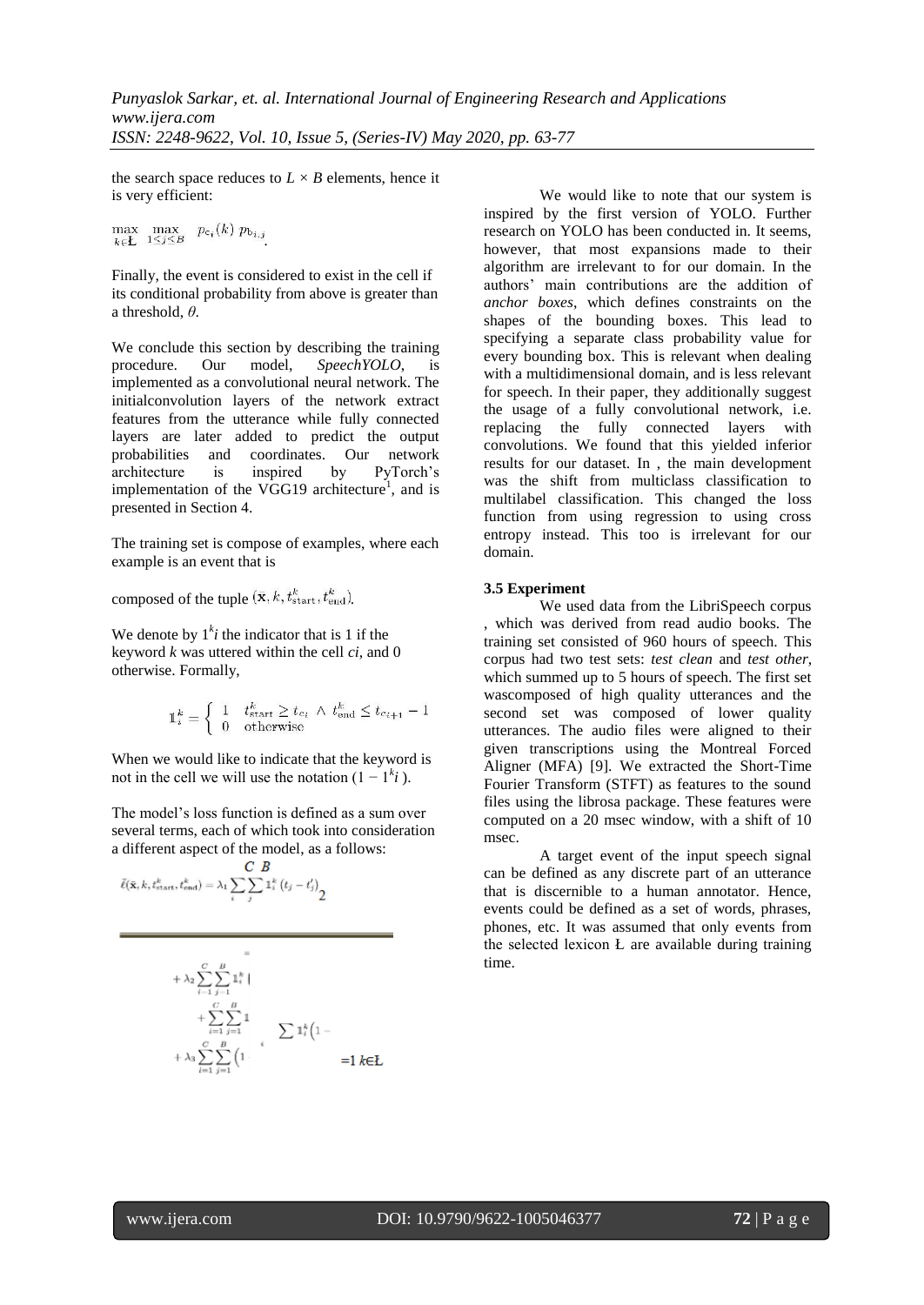the search space reduces to $L \times B$ elements, hence it is very efficient:

$$\max_{k \in Ł} \max_{1 \leq j \leq B} \; p_{c_i}(k) \, p_{b_{i,j}}.$$

Finally, the event is considered to exist in the cell if its conditional probability from above is greater than a threshold, $\theta$.

We conclude this section by describing the training procedure. Our model, *SpeechYOLO*, is implemented as a convolutional neural network. The initialconvolution layers of the network extract features from the utterance while fully connected layers are later added to predict the output probabilities and coordinates. Our network architecture is inspired by PyTorch's implementation of the VGG19 architecture[1], and is presented in Section 4.

The training set is compose of examples, where each example is an event that is

composed of the tuple $(\bar{\mathbf{x}}, k, t^k_{\text{start}}, t^k_{\text{end}})$.

We denote by $1^k_i$ the indicator that is 1 if the keyword $k$ was uttered within the cell $c_i$, and 0 otherwise. Formally,

$$\mathbb{1}^k_i = \begin{cases} 1 & t^k_{\text{start}} \geq t_{c_i} \wedge t^k_{\text{end}} \leq t_{c_{i+1}} - 1 \\ 0 & \text{otherwise} \end{cases}$$

When we would like to indicate that the keyword is not in the cell we will use the notation $(1 - 1^k_i)$.

The model's loss function is defined as a sum over several terms, each of which took into consideration a different aspect of the model, as a follows:

$$\bar{\ell}(\bar{\mathbf{x}}, k, t^k_{\text{start}}, t^k_{\text{end}}) = \lambda_1 \sum_i^C \sum_j^B \mathbb{1}^k_i \left(t_j - t'_j\right)_2$$

$$+ \lambda_2 \sum_{i=1}^{C} \sum_{j=1}^{B} \mathbb{1}^k_i \,|$$

$$+ \sum_{i=1}^{C} \sum_{j=1}^{B} \mathbb{1} \qquad \sum \mathbb{1}^k_i \big(1 -$$

$$+ \lambda_3 \sum_{i=1}^{C} \sum_{j=1}^{B} \big(1 \qquad\qquad =1 \; k \in Ł$$

We would like to note that our system is inspired by the first version of YOLO. Further research on YOLO has been conducted in. It seems, however, that most expansions made to their algorithm are irrelevant to for our domain. In the authors' main contributions are the addition of *anchor boxes*, which defines constraints on the shapes of the bounding boxes. This lead to specifying a separate class probability value for every bounding box. This is relevant when dealing with a multidimensional domain, and is less relevant for speech. In their paper, they additionally suggest the usage of a fully convolutional network, i.e. replacing the fully connected layers with convolutions. We found that this yielded inferior results for our dataset. In , the main development was the shift from multiclass classification to multilabel classification. This changed the loss function from using regression to using cross entropy instead. This too is irrelevant for our domain.

### 3.5 Experiment

We used data from the LibriSpeech corpus , which was derived from read audio books. The training set consisted of 960 hours of speech. This corpus had two test sets: *test clean* and *test other*, which summed up to 5 hours of speech. The first set wascomposed of high quality utterances and the second set was composed of lower quality utterances. The audio files were aligned to their given transcriptions using the Montreal Forced Aligner (MFA) [9]. We extracted the Short-Time Fourier Transform (STFT) as features to the sound files using the librosa package. These features were computed on a 20 msec window, with a shift of 10 msec.

A target event of the input speech signal can be defined as any discrete part of an utterance that is discernible to a human annotator. Hence, events could be defined as a set of words, phrases, phones, etc. It was assumed that only events from the selected lexicon Ł are available during training time.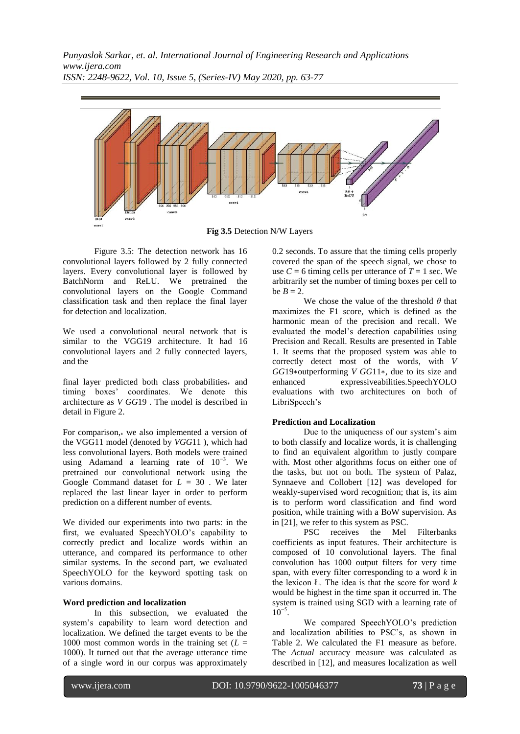**Fig 3.5** Detection N/W Layers

Figure 3.5: The detection network has 16 convolutional layers followed by 2 fully connected layers. Every convolutional layer is followed by BatchNorm and ReLU. We pretrained the convolutional layers on the Google Command classification task and then replace the final layer for detection and localization.

We used a convolutional neural network that is similar to the VGG19 architecture. It had 16 convolutional layers and 2 fully connected layers, and the

final layer predicted both class probabilities* and timing boxes' coordinates. We denote this architecture as *V GG*19 . The model is described in detail in Figure 2.

For comparison,* we also implemented a version of the VGG11 model (denoted by *VGG*11 ), which had less convolutional layers. Both models were trained using Adamand a learning rate of $10^{-3}$. We pretrained our convolutional network using the Google Command dataset for $L = 30$ . We later replaced the last linear layer in order to perform prediction on a different number of events.

We divided our experiments into two parts: in the first, we evaluated SpeechYOLO's capability to correctly predict and localize words within an utterance, and compared its performance to other similar systems. In the second part, we evaluated SpeechYOLO for the keyword spotting task on various domains.

**Word prediction and localization**

In this subsection, we evaluated the system's capability to learn word detection and localization. We defined the target events to be the 1000 most common words in the training set ($L = 1000$). It turned out that the average utterance time of a single word in our corpus was approximately 0.2 seconds. To assure that the timing cells properly covered the span of the speech signal, we chose to use $C = 6$ timing cells per utterance of $T = 1$ sec. We arbitrarily set the number of timing boxes per cell to be $B = 2$.

We chose the value of the threshold $\theta$ that maximizes the F1 score, which is defined as the harmonic mean of the precision and recall. We evaluated the model's detection capabilities using Precision and Recall. Results are presented in Table 1. It seems that the proposed system was able to correctly detect most of the words, with *V GG*19∗outperforming *V GG*11∗, due to its size and enhanced expressiveabilities.SpeechYOLO evaluations with two architectures on both of LibriSpeech's

**Prediction and Localization**

Due to the uniqueness of our system's aim to both classify and localize words, it is challenging to find an equivalent algorithm to justly compare with. Most other algorithms focus on either one of the tasks, but not on both. The system of Palaz, Synnaeve and Collobert [12] was developed for weakly-supervised word recognition; that is, its aim is to perform word classification and find word position, while training with a BoW supervision. As in [21], we refer to this system as PSC.

PSC receives the Mel Filterbanks coefficients as input features. Their architecture is composed of 10 convolutional layers. The final convolution has 1000 output filters for very time span, with every filter corresponding to a word *k* in the lexicon Ł. The idea is that the score for word *k* would be highest in the time span it occurred in. The system is trained using SGD with a learning rate of $10^{-5}$.

We compared SpeechYOLO's prediction and localization abilities to PSC's, as shown in Table 2. We calculated the F1 measure as before. The *Actual* accuracy measure was calculated as described in [12], and measures localization as well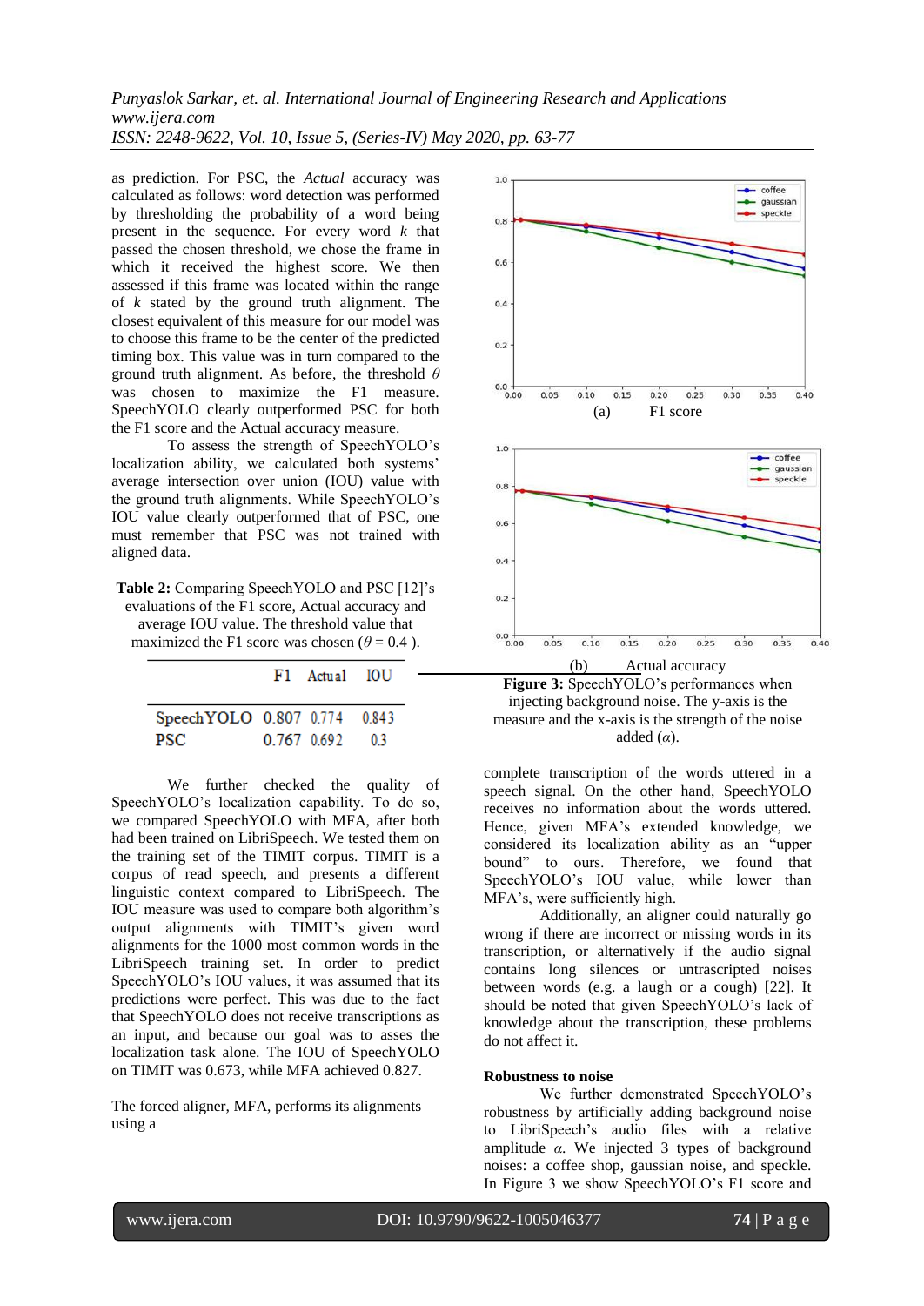as prediction. For PSC, the *Actual* accuracy was calculated as follows: word detection was performed by thresholding the probability of a word being present in the sequence. For every word $k$ that passed the chosen threshold, we chose the frame in which it received the highest score. We then assessed if this frame was located within the range of $k$ stated by the ground truth alignment. The closest equivalent of this measure for our model was to choose this frame to be the center of the predicted timing box. This value was in turn compared to the ground truth alignment. As before, the threshold $\theta$ was chosen to maximize the F1 measure. SpeechYOLO clearly outperformed PSC for both the F1 score and the Actual accuracy measure.

To assess the strength of SpeechYOLO's localization ability, we calculated both systems' average intersection over union (IOU) value with the ground truth alignments. While SpeechYOLO's IOU value clearly outperformed that of PSC, one must remember that PSC was not trained with aligned data.

**Table 2:** Comparing SpeechYOLO and PSC [12]'s evaluations of the F1 score, Actual accuracy and average IOU value. The threshold value that maximized the F1 score was chosen ($\theta = 0.4$ ).

| | F1 | Actual | IOU |
|---|---|---|---|
| SpeechYOLO | 0.807 | 0.774 | 0.843 |
| PSC | 0.767 | 0.692 | 0.3 |

We further checked the quality of SpeechYOLO's localization capability. To do so, we compared SpeechYOLO with MFA, after both had been trained on LibriSpeech. We tested them on the training set of the TIMIT corpus. TIMIT is a corpus of read speech, and presents a different linguistic context compared to LibriSpeech. The IOU measure was used to compare both algorithm's output alignments with TIMIT's given word alignments for the 1000 most common words in the LibriSpeech training set. In order to predict SpeechYOLO's IOU values, it was assumed that its predictions were perfect. This was due to the fact that SpeechYOLO does not receive transcriptions as an input, and because our goal was to asses the localization task alone. The IOU of SpeechYOLO on TIMIT was 0.673, while MFA achieved 0.827.

The forced aligner, MFA, performs its alignments using a complete transcription of the words uttered in a speech signal. On the other hand, SpeechYOLO receives no information about the words uttered. Hence, given MFA's extended knowledge, we considered its localization ability as an "upper bound" to ours. Therefore, we found that SpeechYOLO's IOU value, while lower than MFA's, were sufficiently high.

Additionally, an aligner could naturally go wrong if there are incorrect or missing words in its transcription, or alternatively if the audio signal contains long silences or untranscripted noises between words (e.g. a laugh or a cough) [22]. It should be noted that given SpeechYOLO's lack of knowledge about the transcription, these problems do not affect it.

(a) F1 score

(b) Actual accuracy

**Figure 3:** SpeechYOLO's performances when injecting background noise. The y-axis is the measure and the x-axis is the strength of the noise added ($\alpha$).

**Robustness to noise**

We further demonstrated SpeechYOLO's robustness by artificially adding background noise to LibriSpeech's audio files with a relative amplitude $\alpha$. We injected 3 types of background noises: a coffee shop, gaussian noise, and speckle. In Figure 3 we show SpeechYOLO's F1 score and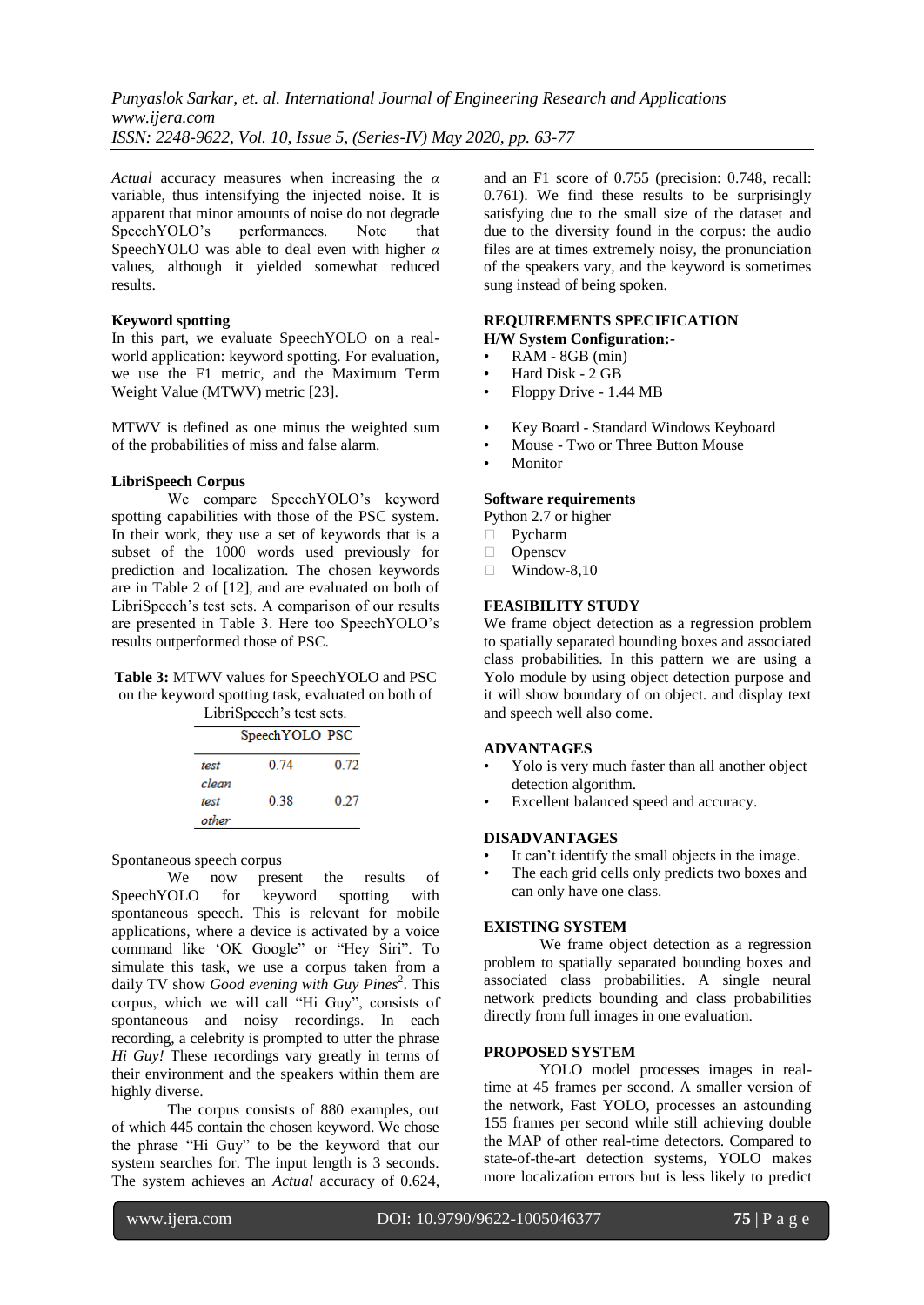*Actual* accuracy measures when increasing the $\alpha$ variable, thus intensifying the injected noise. It is apparent that minor amounts of noise do not degrade SpeechYOLO's performances. Note that SpeechYOLO was able to deal even with higher $\alpha$ values, although it yielded somewhat reduced results.

**Keyword spotting**

In this part, we evaluate SpeechYOLO on a real-world application: keyword spotting. For evaluation, we use the F1 metric, and the Maximum Term Weight Value (MTWV) metric [23].

MTWV is defined as one minus the weighted sum of the probabilities of miss and false alarm.

**LibriSpeech Corpus**

We compare SpeechYOLO's keyword spotting capabilities with those of the PSC system. In their work, they use a set of keywords that is a subset of the 1000 words used previously for prediction and localization. The chosen keywords are in Table 2 of [12], and are evaluated on both of LibriSpeech's test sets. A comparison of our results are presented in Table 3. Here too SpeechYOLO's results outperformed those of PSC.

**Table 3:** MTWV values for SpeechYOLO and PSC on the keyword spotting task, evaluated on both of LibriSpeech's test sets.

| | SpeechYOLO | PSC |
|---|---|---|
| *test clean* | 0.74 | 0.72 |
| *test other* | 0.38 | 0.27 |

Spontaneous speech corpus

We now present the results of SpeechYOLO for keyword spotting with spontaneous speech. This is relevant for mobile applications, where a device is activated by a voice command like 'OK Google" or "Hey Siri". To simulate this task, we use a corpus taken from a daily TV show *Good evening with Guy Pines*[2]. This corpus, which we will call "Hi Guy", consists of spontaneous and noisy recordings. In each recording, a celebrity is prompted to utter the phrase *Hi Guy!* These recordings vary greatly in terms of their environment and the speakers within them are highly diverse.

The corpus consists of 880 examples, out of which 445 contain the chosen keyword. We chose the phrase "Hi Guy" to be the keyword that our system searches for. The input length is 3 seconds. The system achieves an *Actual* accuracy of 0.624, and an F1 score of 0.755 (precision: 0.748, recall: 0.761). We find these results to be surprisingly satisfying due to the small size of the dataset and due to the diversity found in the corpus: the audio files are at times extremely noisy, the pronunciation of the speakers vary, and the keyword is sometimes sung instead of being spoken.

## REQUIREMENTS SPECIFICATION

**H/W System Configuration:-**

- RAM - 8GB (min)
- Hard Disk - 2 GB
- Floppy Drive - 1.44 MB

- Key Board - Standard Windows Keyboard
- Mouse - Two or Three Button Mouse
- Monitor

**Software requirements**

Python 2.7 or higher

- Pycharm
- Openscv
- Window-8,10

## FEASIBILITY STUDY

We frame object detection as a regression problem to spatially separated bounding boxes and associated class probabilities. In this pattern we are using a Yolo module by using object detection purpose and it will show boundary of on object. and display text and speech well also come.

## ADVANTAGES

- Yolo is very much faster than all another object detection algorithm.
- Excellent balanced speed and accuracy.

## DISADVANTAGES

- It can't identify the small objects in the image.
- The each grid cells only predicts two boxes and can only have one class.

## EXISTING SYSTEM

We frame object detection as a regression problem to spatially separated bounding boxes and associated class probabilities. A single neural network predicts bounding and class probabilities directly from full images in one evaluation.

## PROPOSED SYSTEM

YOLO model processes images in real-time at 45 frames per second. A smaller version of the network, Fast YOLO, processes an astounding 155 frames per second while still achieving double the MAP of other real-time detectors. Compared to state-of-the-art detection systems, YOLO makes more localization errors but is less likely to predict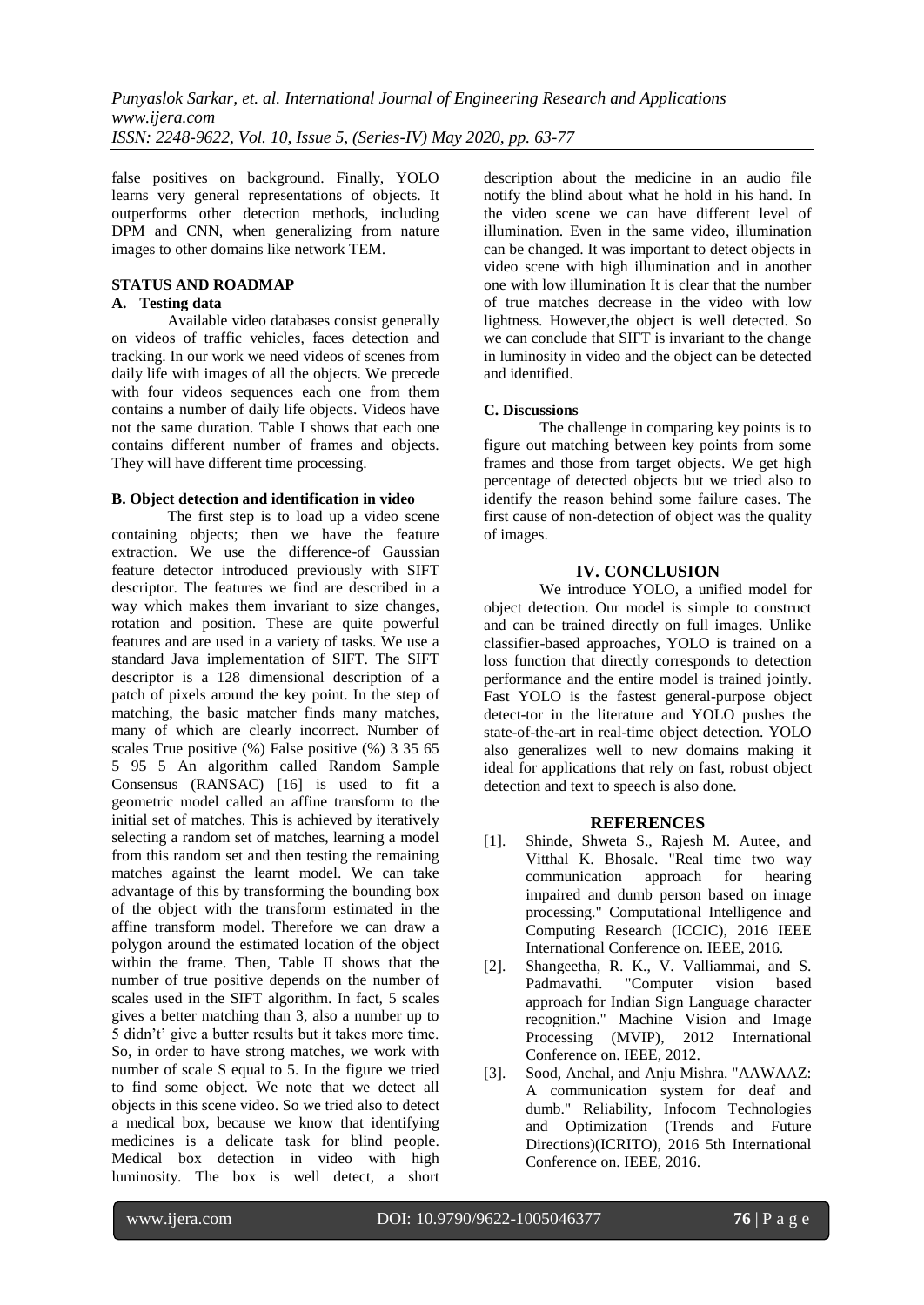false positives on background. Finally, YOLO learns very general representations of objects. It outperforms other detection methods, including DPM and CNN, when generalizing from nature images to other domains like network TEM.

**STATUS AND ROADMAP**

**A. Testing data**

Available video databases consist generally on videos of traffic vehicles, faces detection and tracking. In our work we need videos of scenes from daily life with images of all the objects. We precede with four videos sequences each one from them contains a number of daily life objects. Videos have not the same duration. Table I shows that each one contains different number of frames and objects. They will have different time processing.

**B. Object detection and identification in video**

The first step is to load up a video scene containing objects; then we have the feature extraction. We use the difference-of Gaussian feature detector introduced previously with SIFT descriptor. The features we find are described in a way which makes them invariant to size changes, rotation and position. These are quite powerful features and are used in a variety of tasks. We use a standard Java implementation of SIFT. The SIFT descriptor is a 128 dimensional description of a patch of pixels around the key point. In the step of matching, the basic matcher finds many matches, many of which are clearly incorrect. Number of scales True positive (%) False positive (%) 3 35 65 5 95 5 An algorithm called Random Sample Consensus (RANSAC) [16] is used to fit a geometric model called an affine transform to the initial set of matches. This is achieved by iteratively selecting a random set of matches, learning a model from this random set and then testing the remaining matches against the learnt model. We can take advantage of this by transforming the bounding box of the object with the transform estimated in the affine transform model. Therefore we can draw a polygon around the estimated location of the object within the frame. Then, Table II shows that the number of true positive depends on the number of scales used in the SIFT algorithm. In fact, 5 scales gives a better matching than 3, also a number up to 5 didn't' give a butter results but it takes more time. So, in order to have strong matches, we work with number of scale S equal to 5. In the figure we tried to find some object. We note that we detect all objects in this scene video. So we tried also to detect a medical box, because we know that identifying medicines is a delicate task for blind people. Medical box detection in video with high luminosity. The box is well detect, a short description about the medicine in an audio file notify the blind about what he hold in his hand. In the video scene we can have different level of illumination. Even in the same video, illumination can be changed. It was important to detect objects in video scene with high illumination and in another one with low illumination It is clear that the number of true matches decrease in the video with low lightness. However,the object is well detected. So we can conclude that SIFT is invariant to the change in luminosity in video and the object can be detected and identified.

**C. Discussions**

The challenge in comparing key points is to figure out matching between key points from some frames and those from target objects. We get high percentage of detected objects but we tried also to identify the reason behind some failure cases. The first cause of non-detection of object was the quality of images.

## IV. CONCLUSION

We introduce YOLO, a unified model for object detection. Our model is simple to construct and can be trained directly on full images. Unlike classifier-based approaches, YOLO is trained on a loss function that directly corresponds to detection performance and the entire model is trained jointly. Fast YOLO is the fastest general-purpose object detect-tor in the literature and YOLO pushes the state-of-the-art in real-time object detection. YOLO also generalizes well to new domains making it ideal for applications that rely on fast, robust object detection and text to speech is also done.

## REFERENCES

[1]. Shinde, Shweta S., Rajesh M. Autee, and Vitthal K. Bhosale. "Real time two way communication approach for hearing impaired and dumb person based on image processing." Computational Intelligence and Computing Research (ICCIC), 2016 IEEE International Conference on. IEEE, 2016.

[2]. Shangeetha, R. K., V. Valliammai, and S. Padmavathi. "Computer vision based approach for Indian Sign Language character recognition." Machine Vision and Image Processing (MVIP), 2012 International Conference on. IEEE, 2012.

[3]. Sood, Anchal, and Anju Mishra. "AAWAAZ: A communication system for deaf and dumb." Reliability, Infocom Technologies and Optimization (Trends and Future Directions)(ICRITO), 2016 5th International Conference on. IEEE, 2016.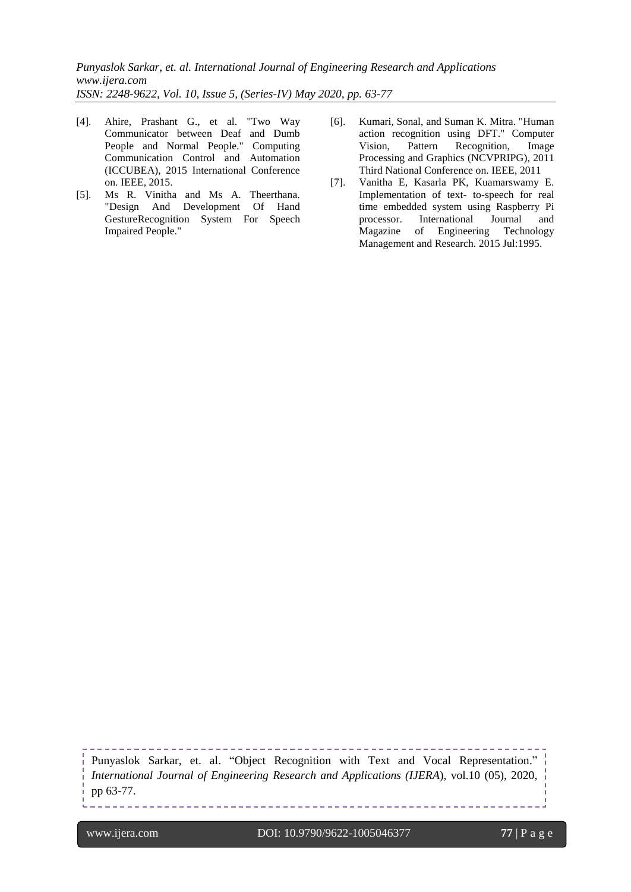[4]. Ahire, Prashant G., et al. "Two Way Communicator between Deaf and Dumb People and Normal People." Computing Communication Control and Automation (ICCUBEA), 2015 International Conference on. IEEE, 2015.

[5]. Ms R. Vinitha and Ms A. Theerthana. "Design And Development Of Hand GestureRecognition System For Speech Impaired People."

[6]. Kumari, Sonal, and Suman K. Mitra. "Human action recognition using DFT." Computer Vision, Pattern Recognition, Image Processing and Graphics (NCVPRIPG), 2011 Third National Conference on. IEEE, 2011

[7]. Vanitha E, Kasarla PK, Kuamarswamy E. Implementation of text- to-speech for real time embedded system using Raspberry Pi processor. International Journal and Magazine of Engineering Technology Management and Research. 2015 Jul:1995.

Punyaslok Sarkar, et. al. "Object Recognition with Text and Vocal Representation." *International Journal of Engineering Research and Applications (IJERA*), vol.10 (05), 2020, pp 63-77.